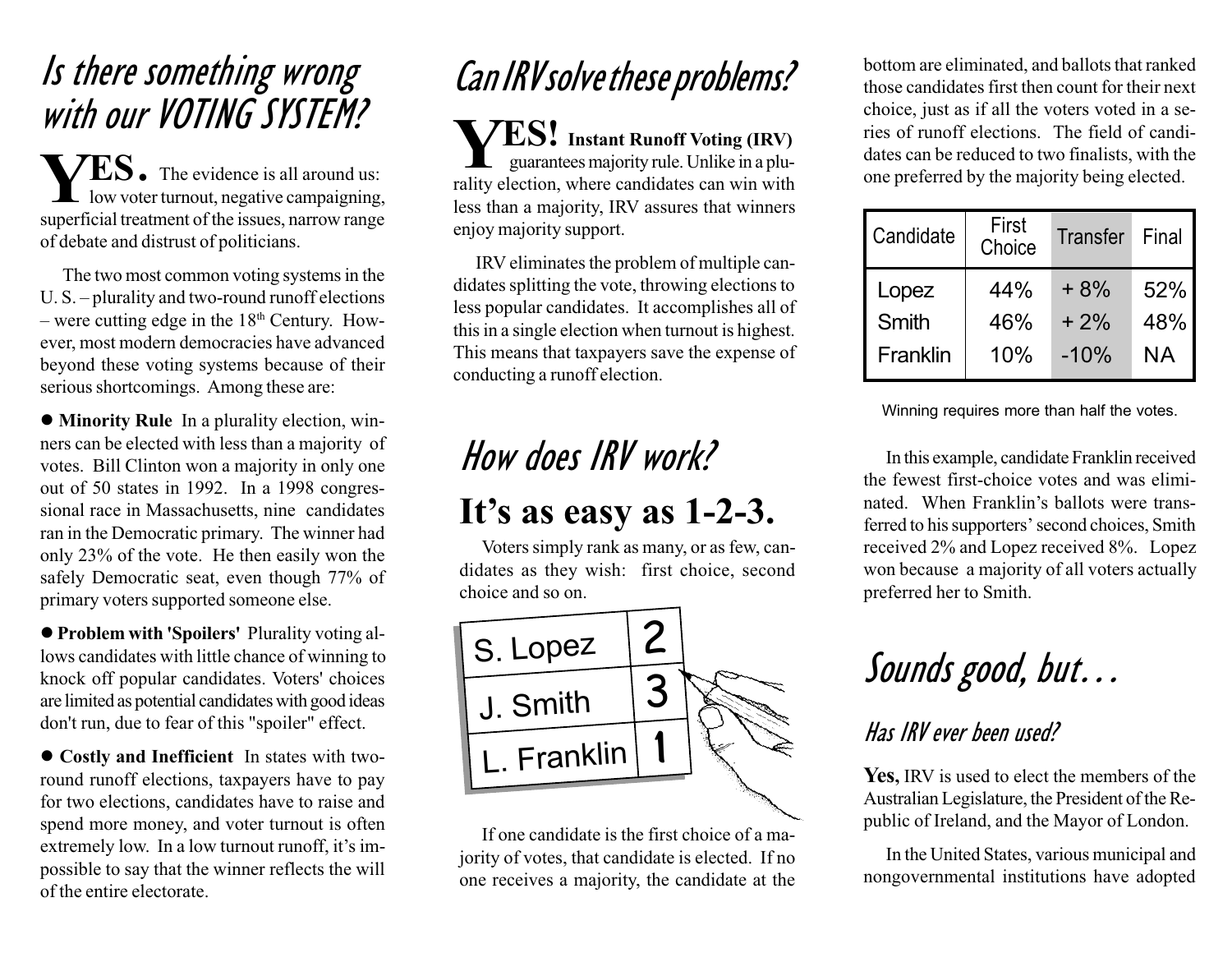# Is there something wrong with our VOTING SYSTEM?

**YES.** The evidence is all around us: low voter turnout, negative campaigning, superficial treatment of the issues, narrow range of debate and distrust of politicians.

The two most common voting systems in the U. S. – plurality and two-round runoff elections – were cutting edge in the 18th Century. However, most modern democracies have advanced beyond these voting systems because of their serious shortcomings. Among these are:

- **Minority Rule** In a plurality election, winners can be elected with less than a majority of votes. Bill Clinton won a majority in only one out of 50 states in 1992. In a 1998 congressional race in Massachusetts, nine candidates ran in the Democratic primary. The winner had only 23% of the vote. He then easily won the safely Democratic seat, even though 77% of primary voters supported someone else.

- **Problem with 'Spoilers'** Plurality voting allows candidates with little chance of winning to knock off popular candidates. Voters' choices are limited as potential candidates with good ideas don't run, due to fear of this "spoiler" effect.

- **Costly and Inefficient** In states with two-round runoff elections, taxpayers have to pay for two elections, candidates have to raise and spend more money, and voter turnout is often extremely low. In a low turnout runoff, it's impossible to say that the winner reflects the will of the entire electorate.

# Can IRV solve these problems?

**YES! Instant Runoff Voting (IRV)** guarantees majority rule. Unlike in a plurality election, where candidates can win with less than a majority, IRV assures that winners enjoy majority support.

IRV eliminates the problem of multiple candidates splitting the vote, throwing elections to less popular candidates. It accomplishes all of this in a single election when turnout is highest. This means that taxpayers save the expense of conducting a runoff election.

# How does IRV work?

## It's as easy as 1-2-3.

Voters simply rank as many, or as few, candidates as they wish: first choice, second choice and so on.

| | |
|---|---|
| S. Lopez | 2 |
| J. Smith | 3 |
| L. Franklin | 1 |

If one candidate is the first choice of a majority of votes, that candidate is elected. If no one receives a majority, the candidate at the bottom are eliminated, and ballots that ranked those candidates first then count for their next choice, just as if all the voters voted in a series of runoff elections. The field of candidates can be reduced to two finalists, with the one preferred by the majority being elected.

| Candidate | First Choice | Transfer | Final |
|---|---|---|---|
| Lopez | 44% | + 8% | 52% |
| Smith | 46% | + 2% | 48% |
| Franklin | 10% | -10% | NA |

Winning requires more than half the votes.

In this example, candidate Franklin received the fewest first-choice votes and was eliminated. When Franklin's ballots were transferred to his supporters' second choices, Smith received 2% and Lopez received 8%. Lopez won because a majority of all voters actually preferred her to Smith.

# Sounds good, but…

## Has IRV ever been used?

**Yes,** IRV is used to elect the members of the Australian Legislature, the President of the Republic of Ireland, and the Mayor of London.

In the United States, various municipal and nongovernmental institutions have adopted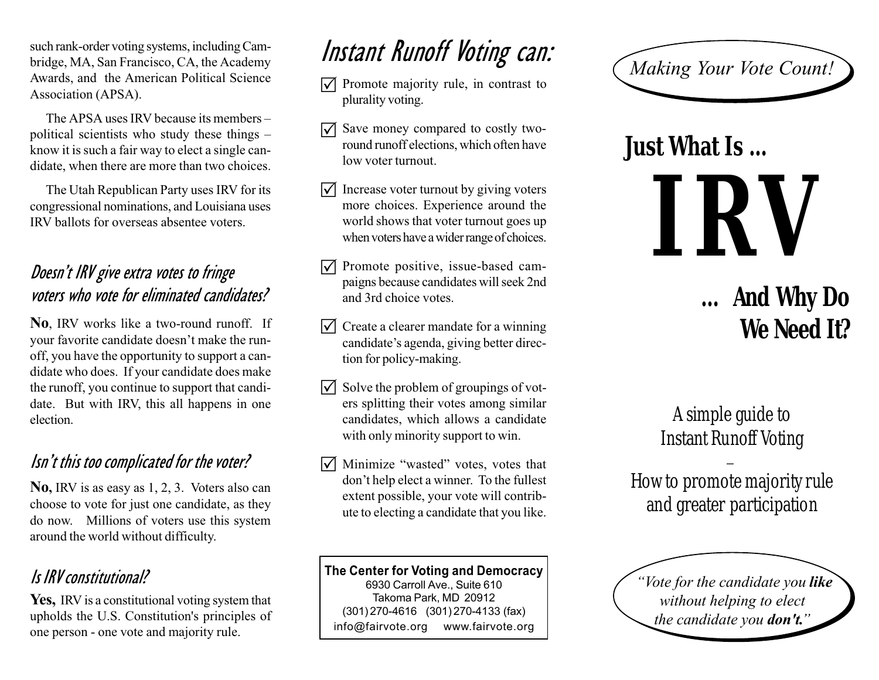such rank-order voting systems, including Cambridge, MA, San Francisco, CA, the Academy Awards, and the American Political Science Association (APSA).

The APSA uses IRV because its members – political scientists who study these things – know it is such a fair way to elect a single candidate, when there are more than two choices.

The Utah Republican Party uses IRV for its congressional nominations, and Louisiana uses IRV ballots for overseas absentee voters.

### Doesn't IRV give extra votes to fringe voters who vote for eliminated candidates?

**No**, IRV works like a two-round runoff. If your favorite candidate doesn't make the runoff, you have the opportunity to support a candidate who does. If your candidate does make the runoff, you continue to support that candidate. But with IRV, this all happens in one election.

### Isn't this too complicated for the voter?

**No,** IRV is as easy as 1, 2, 3. Voters also can choose to vote for just one candidate, as they do now. Millions of voters use this system around the world without difficulty.

### Is IRV constitutional?

**Yes,** IRV is a constitutional voting system that upholds the U.S. Constitution's principles of one person - one vote and majority rule.

## Instant Runoff Voting can:

- ☑ Promote majority rule, in contrast to plurality voting.
- ☑ Save money compared to costly two-round runoff elections, which often have low voter turnout.
- ☑ Increase voter turnout by giving voters more choices. Experience around the world shows that voter turnout goes up when voters have a wider range of choices.
- ☑ Promote positive, issue-based campaigns because candidates will seek 2nd and 3rd choice votes.
- ☑ Create a clearer mandate for a winning candidate's agenda, giving better direction for policy-making.
- ☑ Solve the problem of groupings of voters splitting their votes among similar candidates, which allows a candidate with only minority support to win.
- ☑ Minimize "wasted" votes, votes that don't help elect a winner. To the fullest extent possible, your vote will contribute to electing a candidate that you like.

**The Center for Voting and Democracy**
6930 Carroll Ave., Suite 610
Takoma Park, MD 20912
(301) 270-4616 (301) 270-4133 (fax)
info@fairvote.org www.fairvote.org

*Making Your Vote Count!*

# Just What Is ... IRV ... And Why Do We Need It?

A simple guide to Instant Runoff Voting

–

How to promote majority rule and greater participation

*"Vote for the candidate you **like** without helping to elect the candidate you **don't.**"*